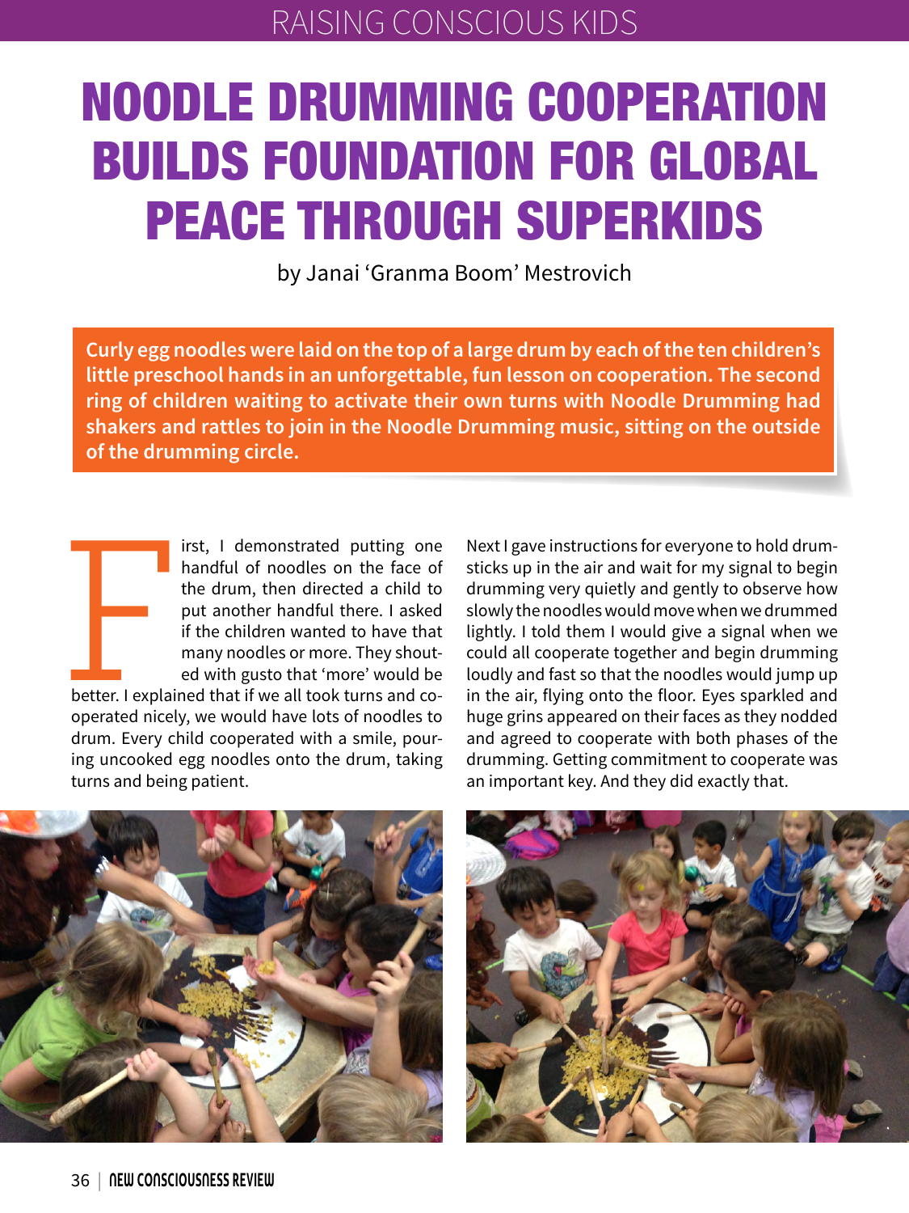# NOODLE DRUMMING COOPERATION BUILDS FOUNDATION FOR GLOBAL PEACE THROUGH SUPERKIDS

by Janai 'Granma Boom' Mestrovich

**Curly egg noodles were laid on the top of a large drum by each of the ten children's little preschool hands in an unforgettable, fun lesson on cooperation. The second ring of children waiting to activate their own turns with Noodle Drumming had shakers and rattles to join in the Noodle Drumming music, sitting on the outside of the drumming circle.**

First, I demonstrated putting one handful of noodles on the face of the drum, then directed a child to put another handful there. I asked if the children wanted to have that many noodles or more. They shouted with gusto that 'more' would be better. I explained that if we all took turns and cooperated nicely, we would have lots of noodles to drum. Every child cooperated with a smile, pouring uncooked egg noodles onto the drum, taking turns and being patient.

Next I gave instructions for everyone to hold drumsticks up in the air and wait for my signal to begin drumming very quietly and gently to observe how slowly the noodles would move when we drummed lightly. I told them I would give a signal when we could all cooperate together and begin drumming loudly and fast so that the noodles would jump up in the air, flying onto the floor. Eyes sparkled and huge grins appeared on their faces as they nodded and agreed to cooperate with both phases of the drumming. Getting commitment to cooperate was an important key. And they did exactly that.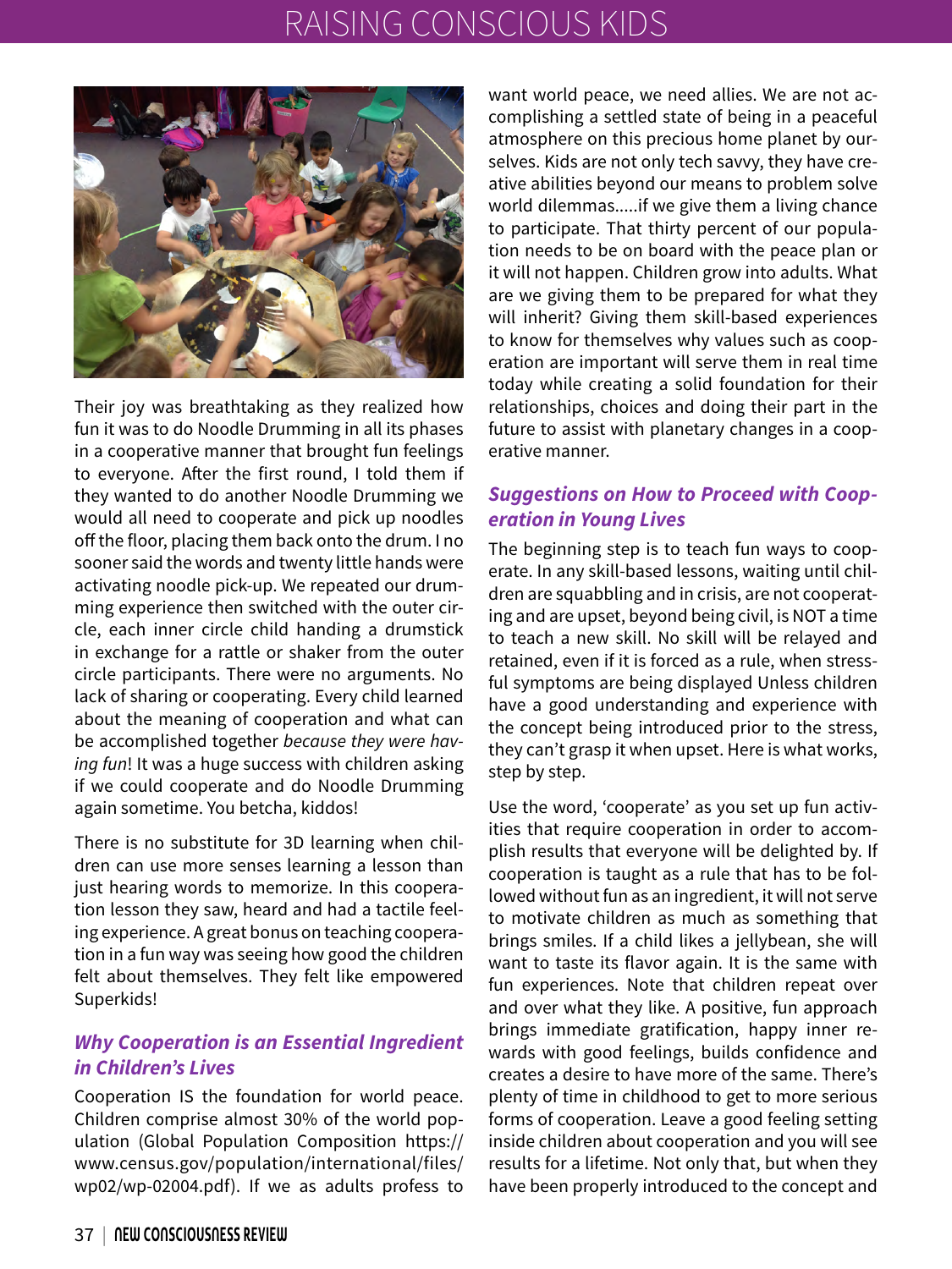Their joy was breathtaking as they realized how fun it was to do Noodle Drumming in all its phases in a cooperative manner that brought fun feelings to everyone. After the first round, I told them if they wanted to do another Noodle Drumming we would all need to cooperate and pick up noodles off the floor, placing them back onto the drum. I no sooner said the words and twenty little hands were activating noodle pick-up. We repeated our drumming experience then switched with the outer circle, each inner circle child handing a drumstick in exchange for a rattle or shaker from the outer circle participants. There were no arguments. No lack of sharing or cooperating. Every child learned about the meaning of cooperation and what can be accomplished together *because they were having fun*! It was a huge success with children asking if we could cooperate and do Noodle Drumming again sometime. You betcha, kiddos!

There is no substitute for 3D learning when children can use more senses learning a lesson than just hearing words to memorize. In this cooperation lesson they saw, heard and had a tactile feeling experience. A great bonus on teaching cooperation in a fun way was seeing how good the children felt about themselves. They felt like empowered Superkids!

## *Why Cooperation is an Essential Ingredient in Children's Lives*

Cooperation IS the foundation for world peace. Children comprise almost 30% of the world population (Global Population Composition https://www.census.gov/population/international/files/wp02/wp-02004.pdf). If we as adults profess to want world peace, we need allies. We are not accomplishing a settled state of being in a peaceful atmosphere on this precious home planet by ourselves. Kids are not only tech savvy, they have creative abilities beyond our means to problem solve world dilemmas.....if we give them a living chance to participate. That thirty percent of our population needs to be on board with the peace plan or it will not happen. Children grow into adults. What are we giving them to be prepared for what they will inherit? Giving them skill-based experiences to know for themselves why values such as cooperation are important will serve them in real time today while creating a solid foundation for their relationships, choices and doing their part in the future to assist with planetary changes in a cooperative manner.

## *Suggestions on How to Proceed with Cooperation in Young Lives*

The beginning step is to teach fun ways to cooperate. In any skill-based lessons, waiting until children are squabbling and in crisis, are not cooperating and are upset, beyond being civil, is NOT a time to teach a new skill. No skill will be relayed and retained, even if it is forced as a rule, when stressful symptoms are being displayed Unless children have a good understanding and experience with the concept being introduced prior to the stress, they can't grasp it when upset. Here is what works, step by step.

Use the word, 'cooperate' as you set up fun activities that require cooperation in order to accomplish results that everyone will be delighted by. If cooperation is taught as a rule that has to be followed without fun as an ingredient, it will not serve to motivate children as much as something that brings smiles. If a child likes a jellybean, she will want to taste its flavor again. It is the same with fun experiences. Note that children repeat over and over what they like. A positive, fun approach brings immediate gratification, happy inner rewards with good feelings, builds confidence and creates a desire to have more of the same. There's plenty of time in childhood to get to more serious forms of cooperation. Leave a good feeling setting inside children about cooperation and you will see results for a lifetime. Not only that, but when they have been properly introduced to the concept and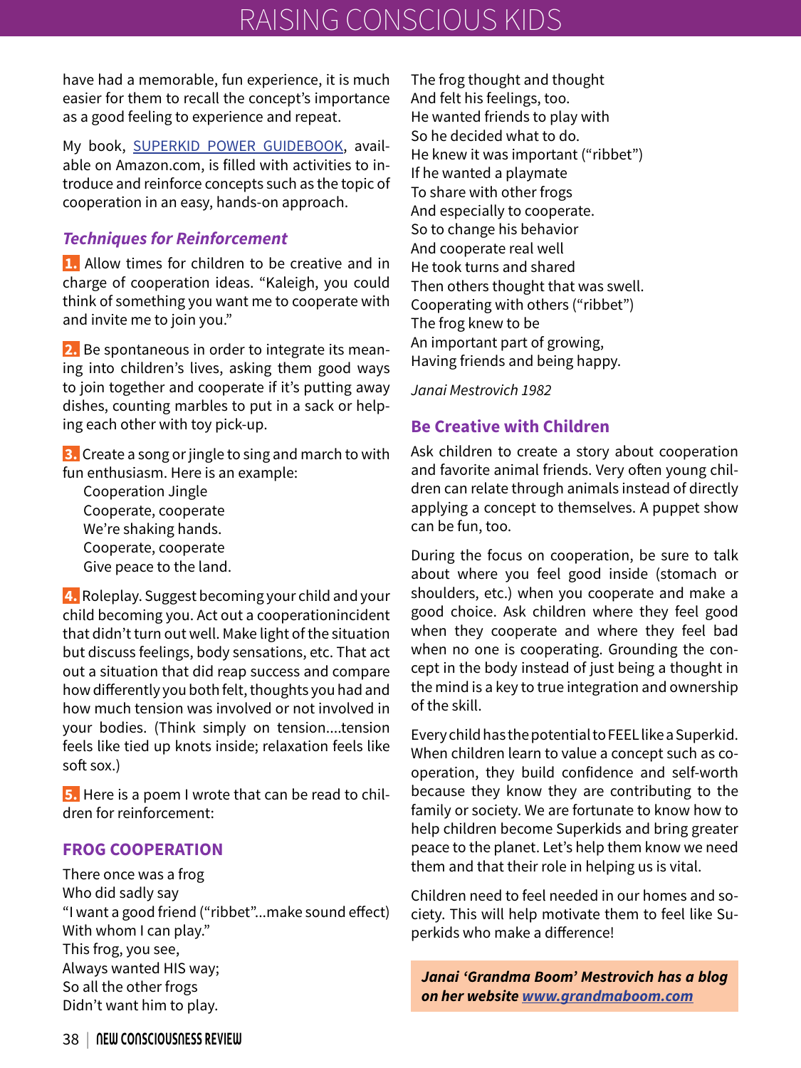have had a memorable, fun experience, it is much easier for them to recall the concept's importance as a good feeling to experience and repeat.

My book, SUPERKID POWER GUIDEBOOK, available on Amazon.com, is filled with activities to introduce and reinforce concepts such as the topic of cooperation in an easy, hands-on approach.

### *Techniques for Reinforcement*

**1.** Allow times for children to be creative and in charge of cooperation ideas. "Kaleigh, you could think of something you want me to cooperate with and invite me to join you."

**2.** Be spontaneous in order to integrate its meaning into children's lives, asking them good ways to join together and cooperate if it's putting away dishes, counting marbles to put in a sack or helping each other with toy pick-up.

**3.** Create a song or jingle to sing and march to with fun enthusiasm. Here is an example:

Cooperation Jingle
Cooperate, cooperate
We're shaking hands.
Cooperate, cooperate
Give peace to the land.

**4.** Roleplay. Suggest becoming your child and your child becoming you. Act out a cooperationincident that didn't turn out well. Make light of the situation but discuss feelings, body sensations, etc. That act out a situation that did reap success and compare how differently you both felt, thoughts you had and how much tension was involved or not involved in your bodies. (Think simply on tension....tension feels like tied up knots inside; relaxation feels like soft sox.)

**5.** Here is a poem I wrote that can be read to children for reinforcement:

### FROG COOPERATION

There once was a frog
Who did sadly say
"I want a good friend ("ribbet"...make sound effect)
With whom I can play."
This frog, you see,
Always wanted HIS way;
So all the other frogs
Didn't want him to play.
The frog thought and thought
And felt his feelings, too.
He wanted friends to play with
So he decided what to do.
He knew it was important ("ribbet")
If he wanted a playmate
To share with other frogs
And especially to cooperate.
So to change his behavior
And cooperate real well
He took turns and shared
Then others thought that was swell.
Cooperating with others ("ribbet")
The frog knew to be
An important part of growing,
Having friends and being happy.

*Janai Mestrovich 1982*

### Be Creative with Children

Ask children to create a story about cooperation and favorite animal friends. Very often young children can relate through animals instead of directly applying a concept to themselves. A puppet show can be fun, too.

During the focus on cooperation, be sure to talk about where you feel good inside (stomach or shoulders, etc.) when you cooperate and make a good choice. Ask children where they feel good when they cooperate and where they feel bad when no one is cooperating. Grounding the concept in the body instead of just being a thought in the mind is a key to true integration and ownership of the skill.

Every child has the potential to FEEL like a Superkid. When children learn to value a concept such as cooperation, they build confidence and self-worth because they know they are contributing to the family or society. We are fortunate to know how to help children become Superkids and bring greater peace to the planet. Let's help them know we need them and that their role in helping us is vital.

Children need to feel needed in our homes and society. This will help motivate them to feel like Superkids who make a difference!

***Janai 'Grandma Boom' Mestrovich has a blog on her website www.grandmaboom.com***